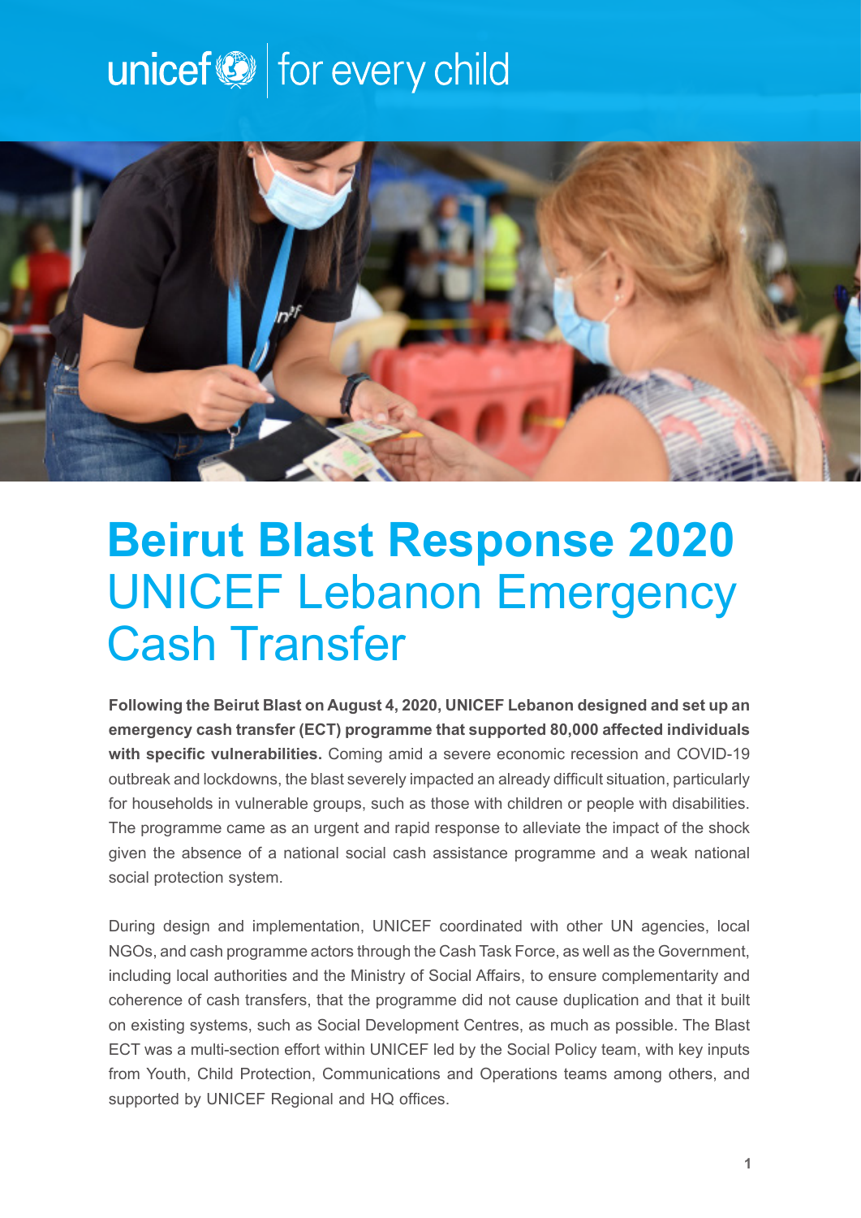# Beirut Blast Response 2020

## UNICEF Lebanon Emergency Cash Transfer

**Following the Beirut Blast on August 4, 2020, UNICEF Lebanon designed and set up an emergency cash transfer (ECT) programme that supported 80,000 affected individuals with specific vulnerabilities.** Coming amid a severe economic recession and COVID-19 outbreak and lockdowns, the blast severely impacted an already difficult situation, particularly for households in vulnerable groups, such as those with children or people with disabilities. The programme came as an urgent and rapid response to alleviate the impact of the shock given the absence of a national social cash assistance programme and a weak national social protection system.

During design and implementation, UNICEF coordinated with other UN agencies, local NGOs, and cash programme actors through the Cash Task Force, as well as the Government, including local authorities and the Ministry of Social Affairs, to ensure complementarity and coherence of cash transfers, that the programme did not cause duplication and that it built on existing systems, such as Social Development Centres, as much as possible. The Blast ECT was a multi-section effort within UNICEF led by the Social Policy team, with key inputs from Youth, Child Protection, Communications and Operations teams among others, and supported by UNICEF Regional and HQ offices.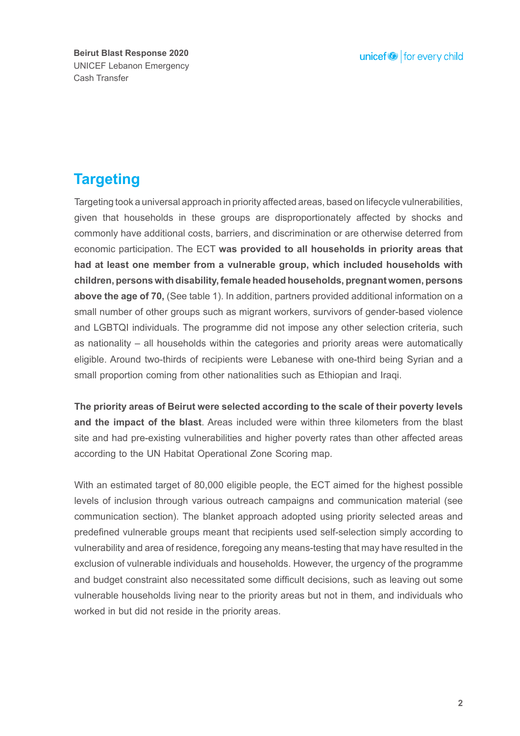## Targeting

Targeting took a universal approach in priority affected areas, based on lifecycle vulnerabilities, given that households in these groups are disproportionately affected by shocks and commonly have additional costs, barriers, and discrimination or are otherwise deterred from economic participation. The ECT **was provided to all households in priority areas that had at least one member from a vulnerable group, which included households with children, persons with disability, female headed households, pregnant women, persons above the age of 70,** (See table 1). In addition, partners provided additional information on a small number of other groups such as migrant workers, survivors of gender-based violence and LGBTQI individuals. The programme did not impose any other selection criteria, such as nationality – all households within the categories and priority areas were automatically eligible. Around two-thirds of recipients were Lebanese with one-third being Syrian and a small proportion coming from other nationalities such as Ethiopian and Iraqi.

**The priority areas of Beirut were selected according to the scale of their poverty levels and the impact of the blast**. Areas included were within three kilometers from the blast site and had pre-existing vulnerabilities and higher poverty rates than other affected areas according to the UN Habitat Operational Zone Scoring map.

With an estimated target of 80,000 eligible people, the ECT aimed for the highest possible levels of inclusion through various outreach campaigns and communication material (see communication section). The blanket approach adopted using priority selected areas and predefined vulnerable groups meant that recipients used self-selection simply according to vulnerability and area of residence, foregoing any means-testing that may have resulted in the exclusion of vulnerable individuals and households. However, the urgency of the programme and budget constraint also necessitated some difficult decisions, such as leaving out some vulnerable households living near to the priority areas but not in them, and individuals who worked in but did not reside in the priority areas.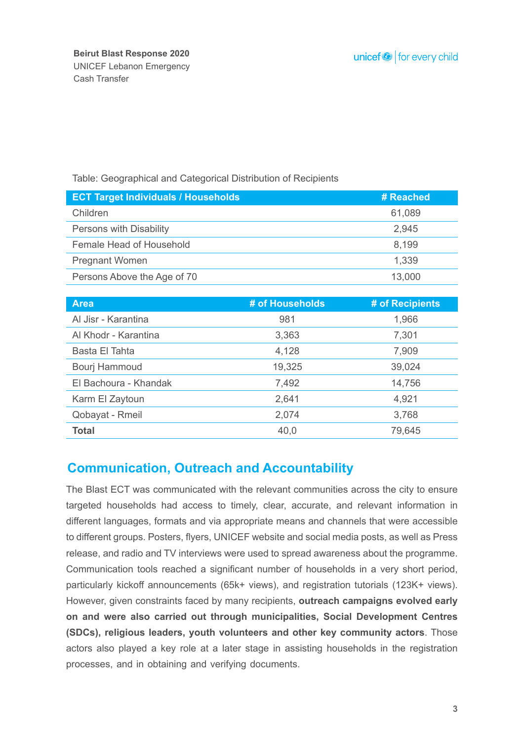Table: Geographical and Categorical Distribution of Recipients

| ECT Target Individuals / Households | # Reached |
|---|---|
| Children | 61,089 |
| Persons with Disability | 2,945 |
| Female Head of Household | 8,199 |
| Pregnant Women | 1,339 |
| Persons Above the Age of 70 | 13,000 |

| Area | # of Households | # of Recipients |
|---|---|---|
| Al Jisr - Karantina | 981 | 1,966 |
| Al Khodr - Karantina | 3,363 | 7,301 |
| Basta El Tahta | 4,128 | 7,909 |
| Bourj Hammoud | 19,325 | 39,024 |
| El Bachoura - Khandak | 7,492 | 14,756 |
| Karm El Zaytoun | 2,641 | 4,921 |
| Qobayat - Rmeil | 2,074 | 3,768 |
| **Total** | 40,0 | 79,645 |

## Communication, Outreach and Accountability

The Blast ECT was communicated with the relevant communities across the city to ensure targeted households had access to timely, clear, accurate, and relevant information in different languages, formats and via appropriate means and channels that were accessible to different groups. Posters, flyers, UNICEF website and social media posts, as well as Press release, and radio and TV interviews were used to spread awareness about the programme. Communication tools reached a significant number of households in a very short period, particularly kickoff announcements (65k+ views), and registration tutorials (123K+ views). However, given constraints faced by many recipients, **outreach campaigns evolved early on and were also carried out through municipalities, Social Development Centres (SDCs), religious leaders, youth volunteers and other key community actors**. Those actors also played a key role at a later stage in assisting households in the registration processes, and in obtaining and verifying documents.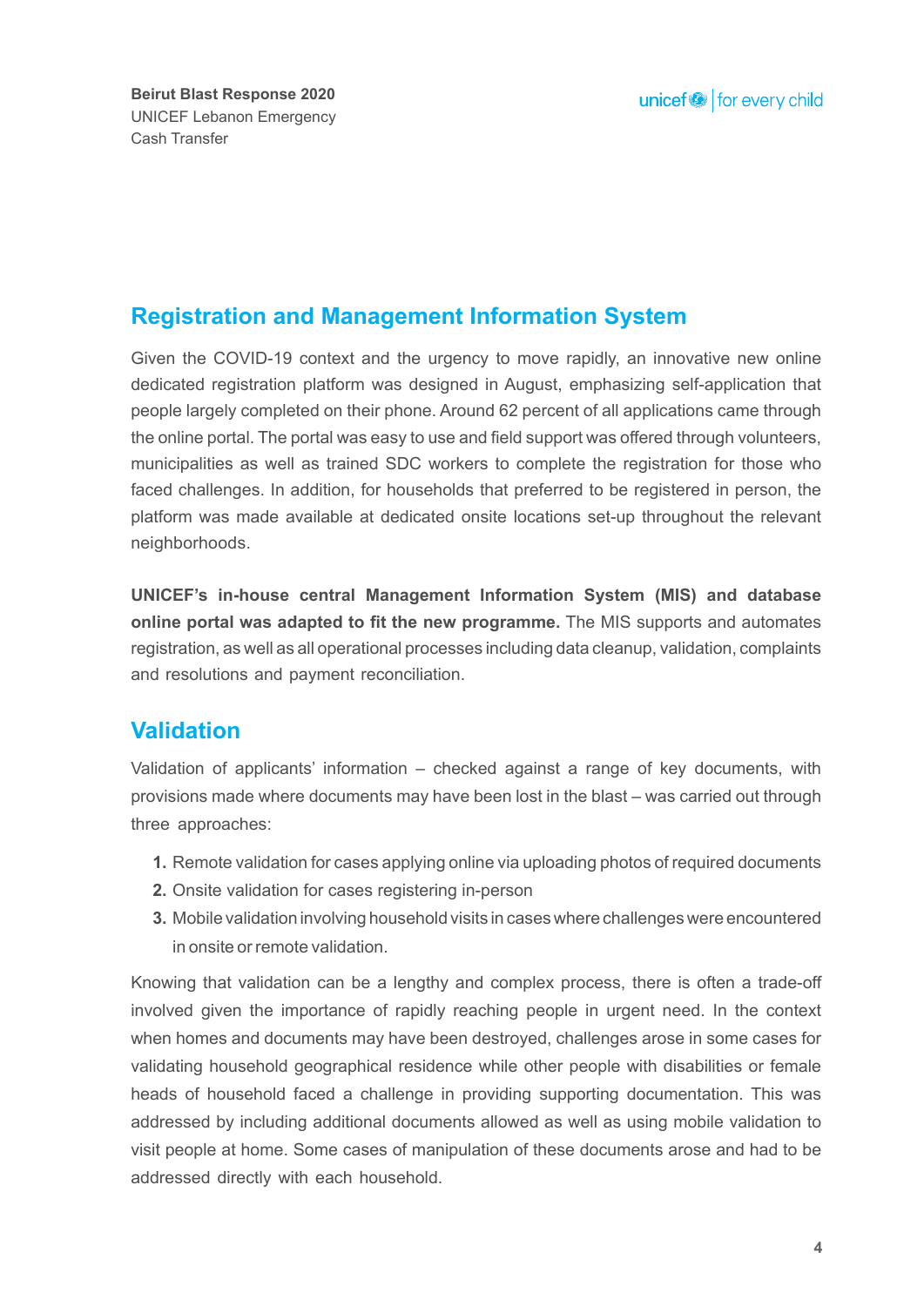## Registration and Management Information System

Given the COVID-19 context and the urgency to move rapidly, an innovative new online dedicated registration platform was designed in August, emphasizing self-application that people largely completed on their phone. Around 62 percent of all applications came through the online portal. The portal was easy to use and field support was offered through volunteers, municipalities as well as trained SDC workers to complete the registration for those who faced challenges. In addition, for households that preferred to be registered in person, the platform was made available at dedicated onsite locations set-up throughout the relevant neighborhoods.

**UNICEF's in-house central Management Information System (MIS) and database online portal was adapted to fit the new programme.** The MIS supports and automates registration, as well as all operational processes including data cleanup, validation, complaints and resolutions and payment reconciliation.

## Validation

Validation of applicants' information – checked against a range of key documents, with provisions made where documents may have been lost in the blast – was carried out through three approaches:

1. Remote validation for cases applying online via uploading photos of required documents
2. Onsite validation for cases registering in-person
3. Mobile validation involving household visits in cases where challenges were encountered in onsite or remote validation.

Knowing that validation can be a lengthy and complex process, there is often a trade-off involved given the importance of rapidly reaching people in urgent need. In the context when homes and documents may have been destroyed, challenges arose in some cases for validating household geographical residence while other people with disabilities or female heads of household faced a challenge in providing supporting documentation. This was addressed by including additional documents allowed as well as using mobile validation to visit people at home. Some cases of manipulation of these documents arose and had to be addressed directly with each household.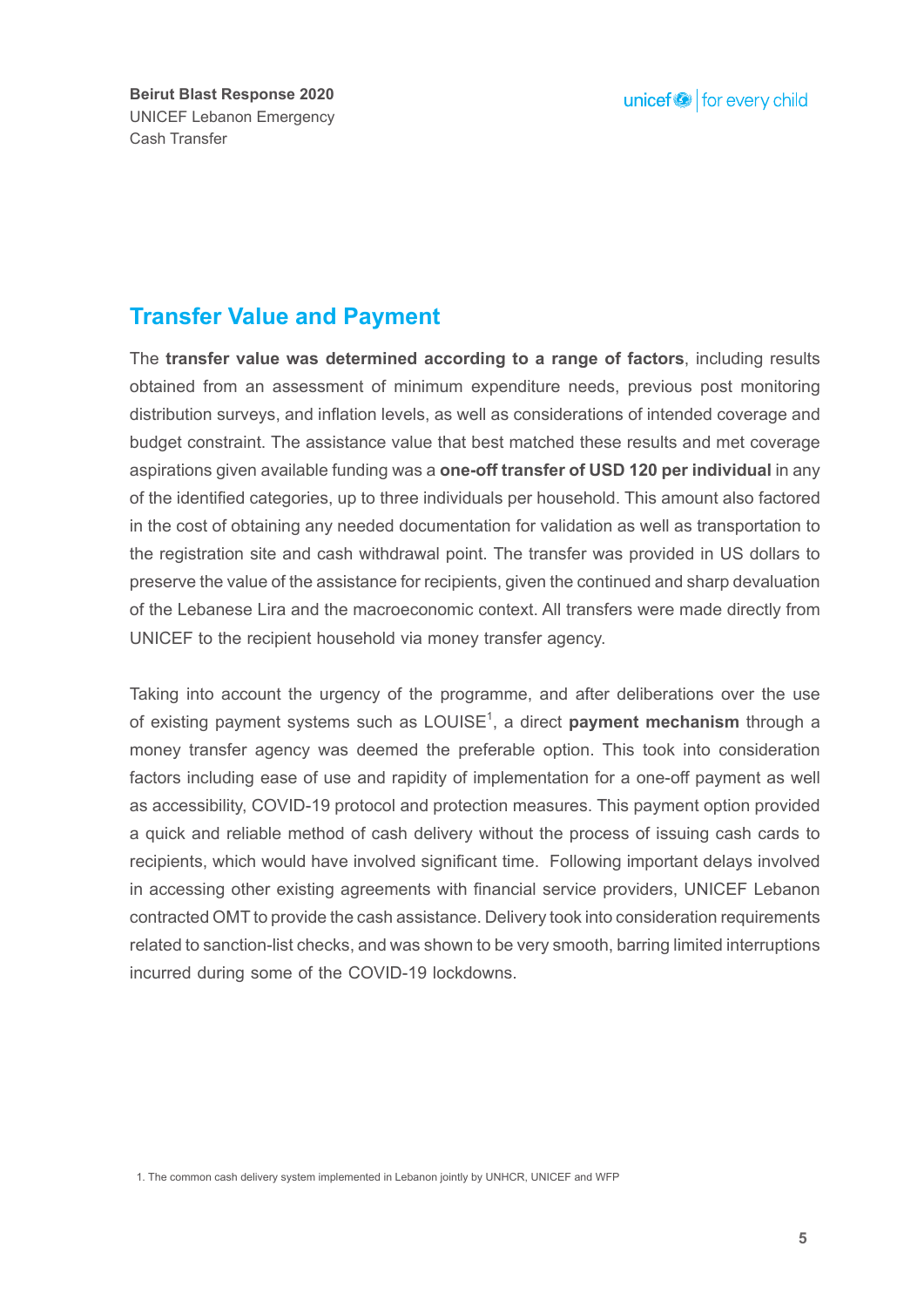## Transfer Value and Payment

The **transfer value was determined according to a range of factors**, including results obtained from an assessment of minimum expenditure needs, previous post monitoring distribution surveys, and inflation levels, as well as considerations of intended coverage and budget constraint. The assistance value that best matched these results and met coverage aspirations given available funding was a **one-off transfer of USD 120 per individual** in any of the identified categories, up to three individuals per household. This amount also factored in the cost of obtaining any needed documentation for validation as well as transportation to the registration site and cash withdrawal point. The transfer was provided in US dollars to preserve the value of the assistance for recipients, given the continued and sharp devaluation of the Lebanese Lira and the macroeconomic context. All transfers were made directly from UNICEF to the recipient household via money transfer agency.

Taking into account the urgency of the programme, and after deliberations over the use of existing payment systems such as LOUISE[1], a direct **payment mechanism** through a money transfer agency was deemed the preferable option. This took into consideration factors including ease of use and rapidity of implementation for a one-off payment as well as accessibility, COVID-19 protocol and protection measures. This payment option provided a quick and reliable method of cash delivery without the process of issuing cash cards to recipients, which would have involved significant time. Following important delays involved in accessing other existing agreements with financial service providers, UNICEF Lebanon contracted OMT to provide the cash assistance. Delivery took into consideration requirements related to sanction-list checks, and was shown to be very smooth, barring limited interruptions incurred during some of the COVID-19 lockdowns.

1. The common cash delivery system implemented in Lebanon jointly by UNHCR, UNICEF and WFP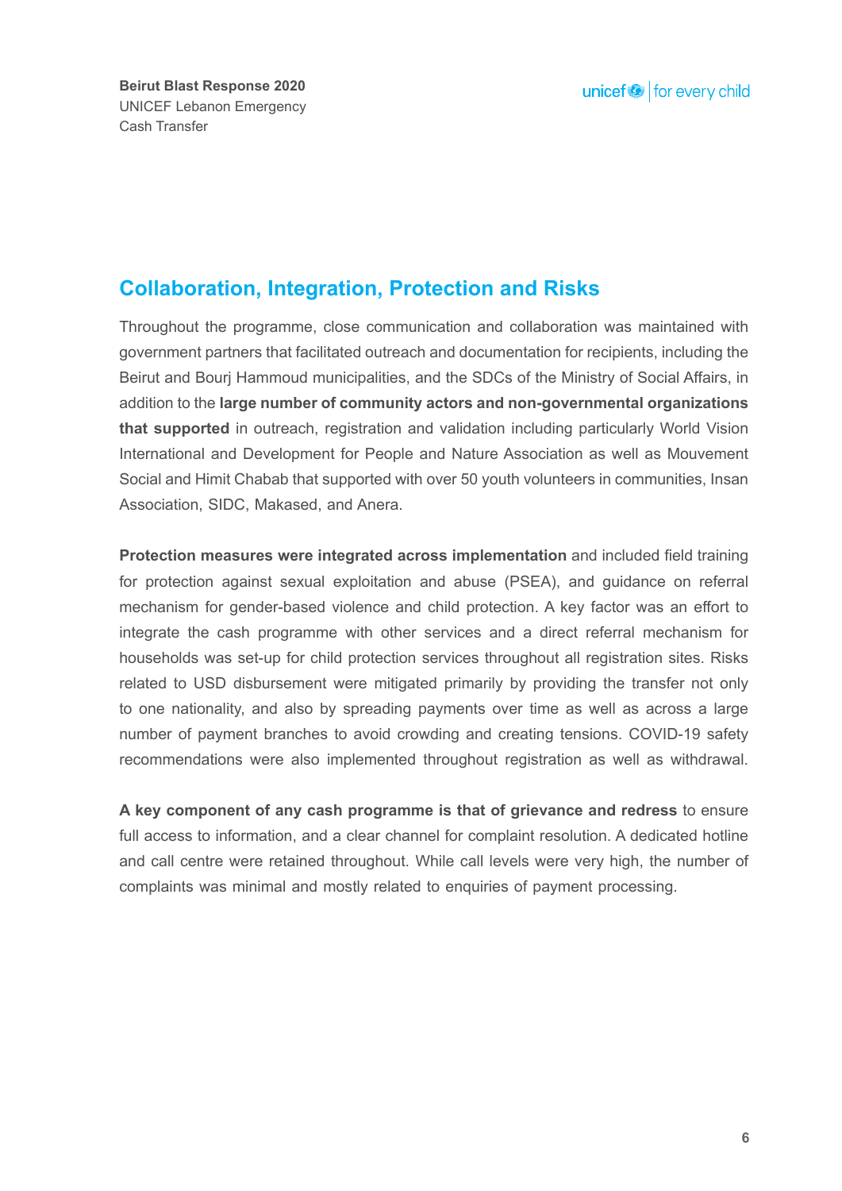## Collaboration, Integration, Protection and Risks

Throughout the programme, close communication and collaboration was maintained with government partners that facilitated outreach and documentation for recipients, including the Beirut and Bourj Hammoud municipalities, and the SDCs of the Ministry of Social Affairs, in addition to the **large number of community actors and non-governmental organizations that supported** in outreach, registration and validation including particularly World Vision International and Development for People and Nature Association as well as Mouvement Social and Himit Chabab that supported with over 50 youth volunteers in communities, Insan Association, SIDC, Makased, and Anera.

**Protection measures were integrated across implementation** and included field training for protection against sexual exploitation and abuse (PSEA), and guidance on referral mechanism for gender-based violence and child protection. A key factor was an effort to integrate the cash programme with other services and a direct referral mechanism for households was set-up for child protection services throughout all registration sites. Risks related to USD disbursement were mitigated primarily by providing the transfer not only to one nationality, and also by spreading payments over time as well as across a large number of payment branches to avoid crowding and creating tensions. COVID-19 safety recommendations were also implemented throughout registration as well as withdrawal.

**A key component of any cash programme is that of grievance and redress** to ensure full access to information, and a clear channel for complaint resolution. A dedicated hotline and call centre were retained throughout. While call levels were very high, the number of complaints was minimal and mostly related to enquiries of payment processing.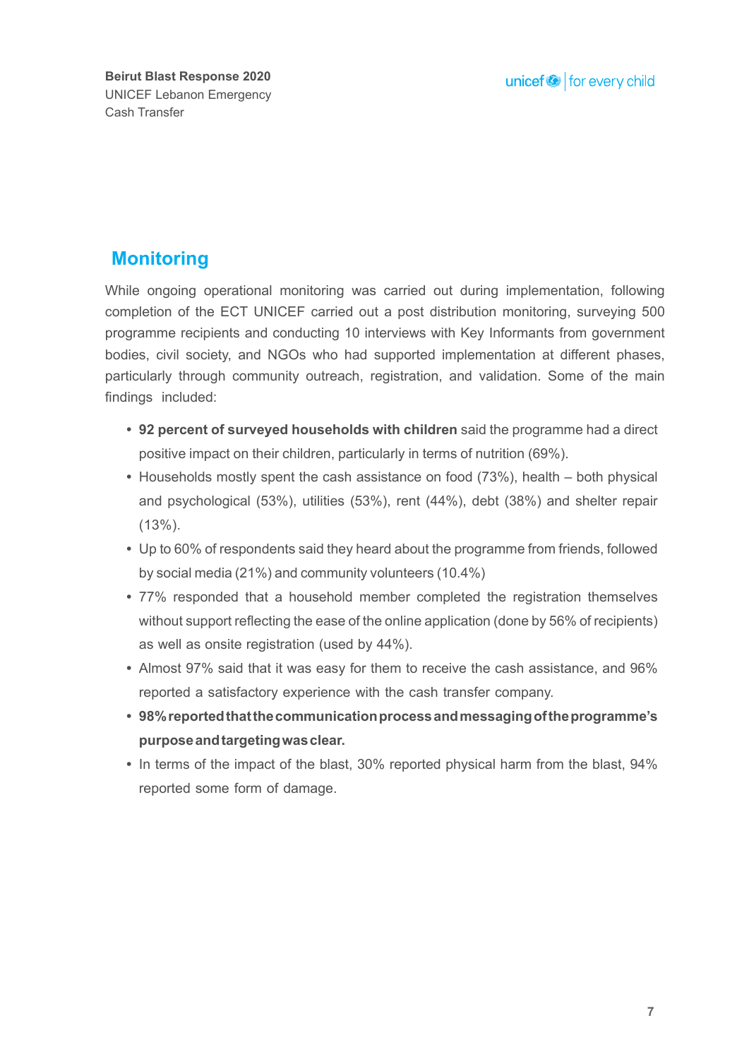## Monitoring

While ongoing operational monitoring was carried out during implementation, following completion of the ECT UNICEF carried out a post distribution monitoring, surveying 500 programme recipients and conducting 10 interviews with Key Informants from government bodies, civil society, and NGOs who had supported implementation at different phases, particularly through community outreach, registration, and validation. Some of the main findings included:

- **92 percent of surveyed households with children** said the programme had a direct positive impact on their children, particularly in terms of nutrition (69%).
- Households mostly spent the cash assistance on food (73%), health – both physical and psychological (53%), utilities (53%), rent (44%), debt (38%) and shelter repair (13%).
- Up to 60% of respondents said they heard about the programme from friends, followed by social media (21%) and community volunteers (10.4%)
- 77% responded that a household member completed the registration themselves without support reflecting the ease of the online application (done by 56% of recipients) as well as onsite registration (used by 44%).
- Almost 97% said that it was easy for them to receive the cash assistance, and 96% reported a satisfactory experience with the cash transfer company.
- **98% reported that the communication process and messaging of the programme's purpose and targeting was clear.**
- In terms of the impact of the blast, 30% reported physical harm from the blast, 94% reported some form of damage.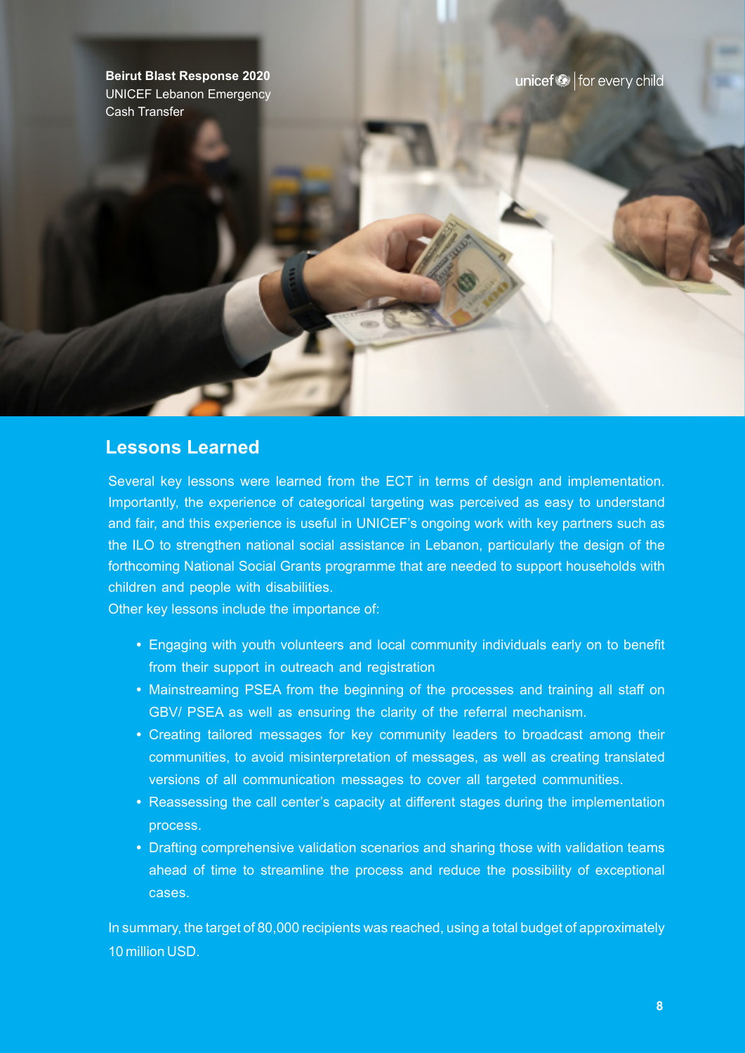Beirut Blast Response 2020
UNICEF Lebanon Emergency Cash Transfer

unicef | for every child

## Lessons Learned

Several key lessons were learned from the ECT in terms of design and implementation. Importantly, the experience of categorical targeting was perceived as easy to understand and fair, and this experience is useful in UNICEF's ongoing work with key partners such as the ILO to strengthen national social assistance in Lebanon, particularly the design of the forthcoming National Social Grants programme that are needed to support households with children and people with disabilities.
Other key lessons include the importance of:

- Engaging with youth volunteers and local community individuals early on to benefit from their support in outreach and registration
- Mainstreaming PSEA from the beginning of the processes and training all staff on GBV/ PSEA as well as ensuring the clarity of the referral mechanism.
- Creating tailored messages for key community leaders to broadcast among their communities, to avoid misinterpretation of messages, as well as creating translated versions of all communication messages to cover all targeted communities.
- Reassessing the call center's capacity at different stages during the implementation process.
- Drafting comprehensive validation scenarios and sharing those with validation teams ahead of time to streamline the process and reduce the possibility of exceptional cases.

In summary, the target of 80,000 recipients was reached, using a total budget of approximately 10 million USD.